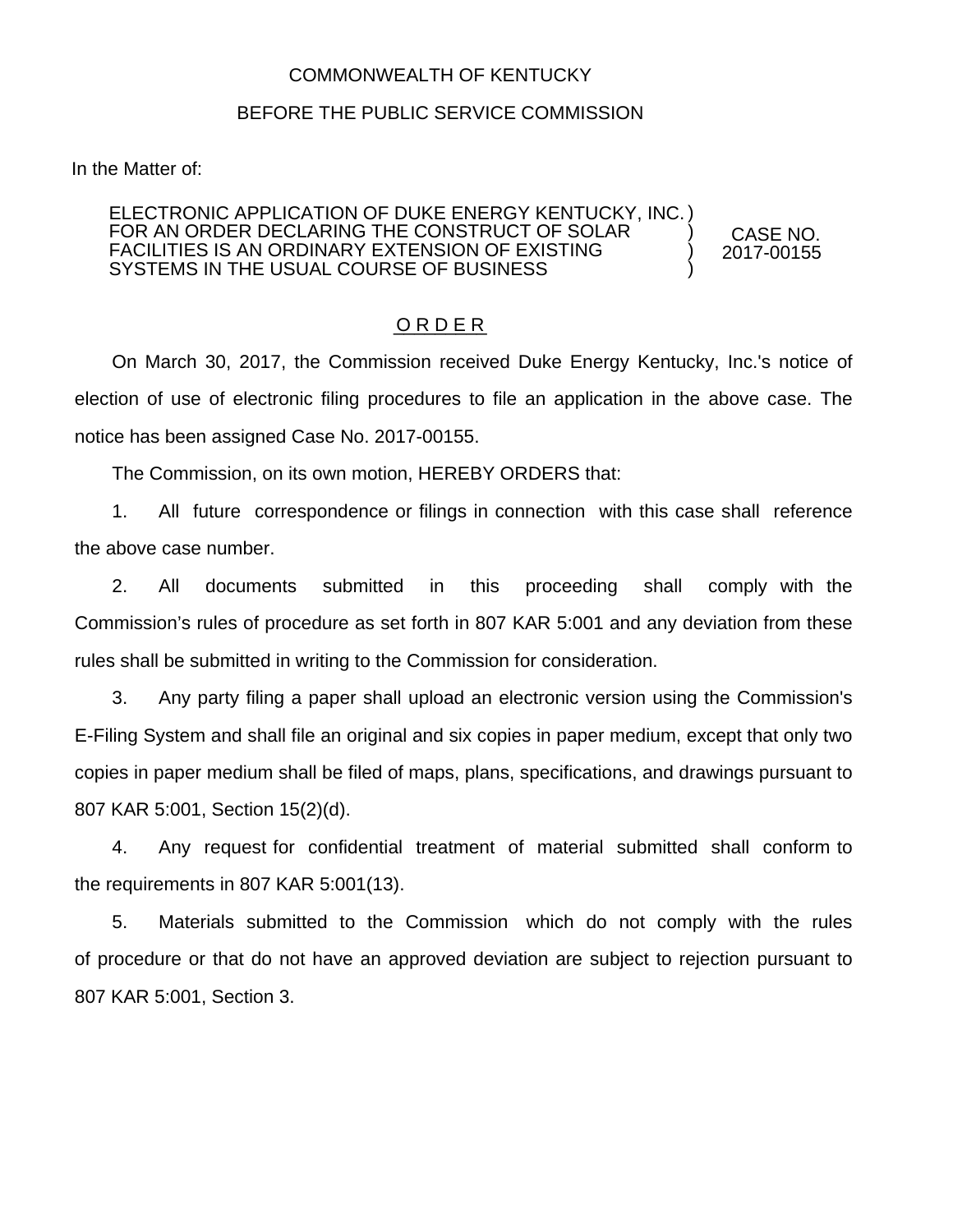COMMONWEALTH OF KENTUCKY

BEFORE THE PUBLIC SERVICE COMMISSION

In the Matter of:

| | | |
|---|---|---|
| ELECTRONIC APPLICATION OF DUKE ENERGY KENTUCKY, INC. FOR AN ORDER DECLARING THE CONSTRUCT OF SOLAR FACILITIES IS AN ORDINARY EXTENSION OF EXISTING SYSTEMS IN THE USUAL COURSE OF BUSINESS | ) ) ) ) | CASE NO. 2017-00155 |

## O R D E R

On March 30, 2017, the Commission received Duke Energy Kentucky, Inc.'s notice of election of use of electronic filing procedures to file an application in the above case. The notice has been assigned Case No. 2017-00155.

The Commission, on its own motion, HEREBY ORDERS that:

1. All future correspondence or filings in connection with this case shall reference the above case number.

2. All documents submitted in this proceeding shall comply with the Commission's rules of procedure as set forth in 807 KAR 5:001 and any deviation from these rules shall be submitted in writing to the Commission for consideration.

3. Any party filing a paper shall upload an electronic version using the Commission's E-Filing System and shall file an original and six copies in paper medium, except that only two copies in paper medium shall be filed of maps, plans, specifications, and drawings pursuant to 807 KAR 5:001, Section 15(2)(d).

4. Any request for confidential treatment of material submitted shall conform to the requirements in 807 KAR 5:001(13).

5. Materials submitted to the Commission which do not comply with the rules of procedure or that do not have an approved deviation are subject to rejection pursuant to 807 KAR 5:001, Section 3.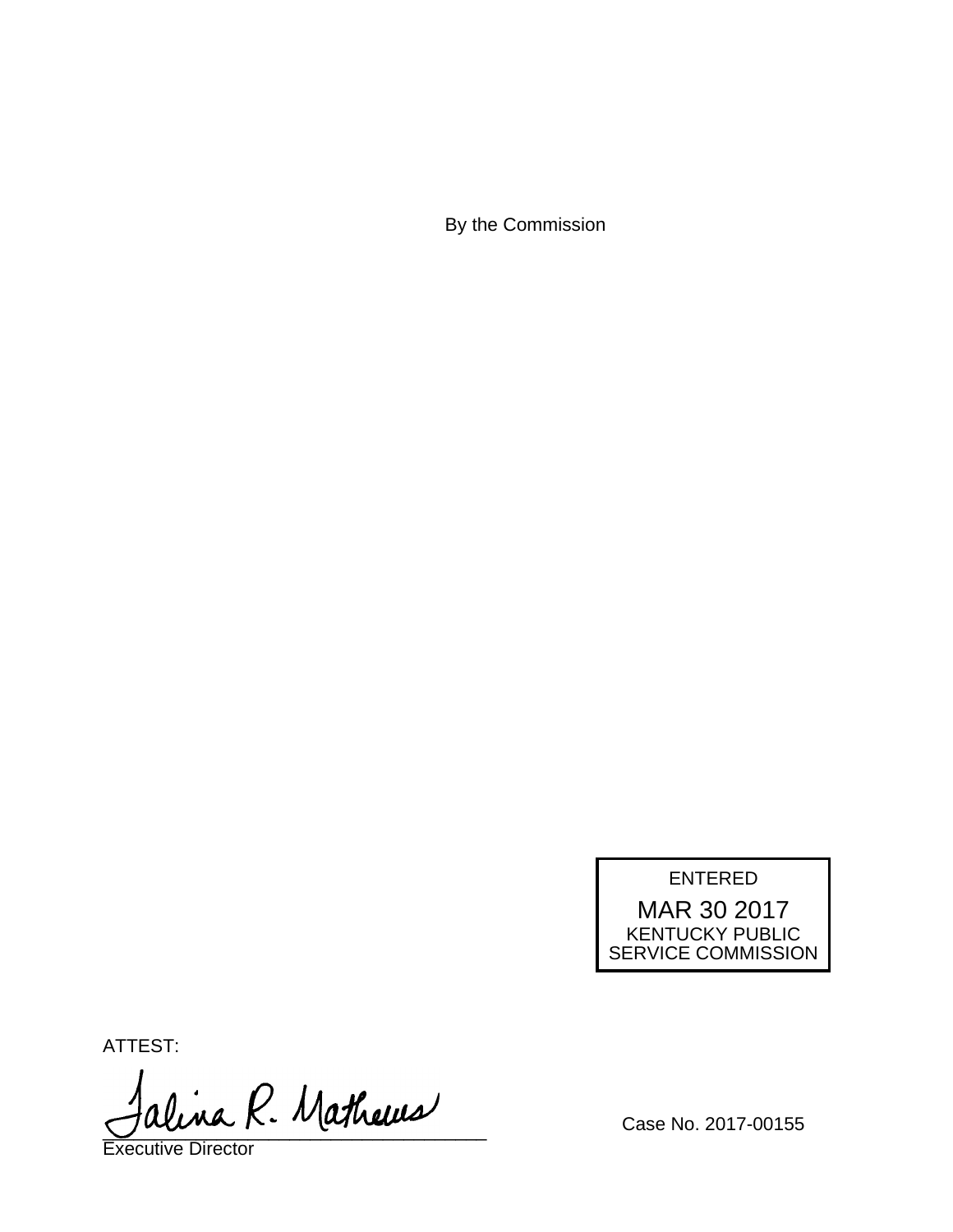By the Commission

ENTERED

MAR 30 2017

KENTUCKY PUBLIC SERVICE COMMISSION

ATTEST:

Talina R. Mathews

Executive Director

Case No. 2017-00155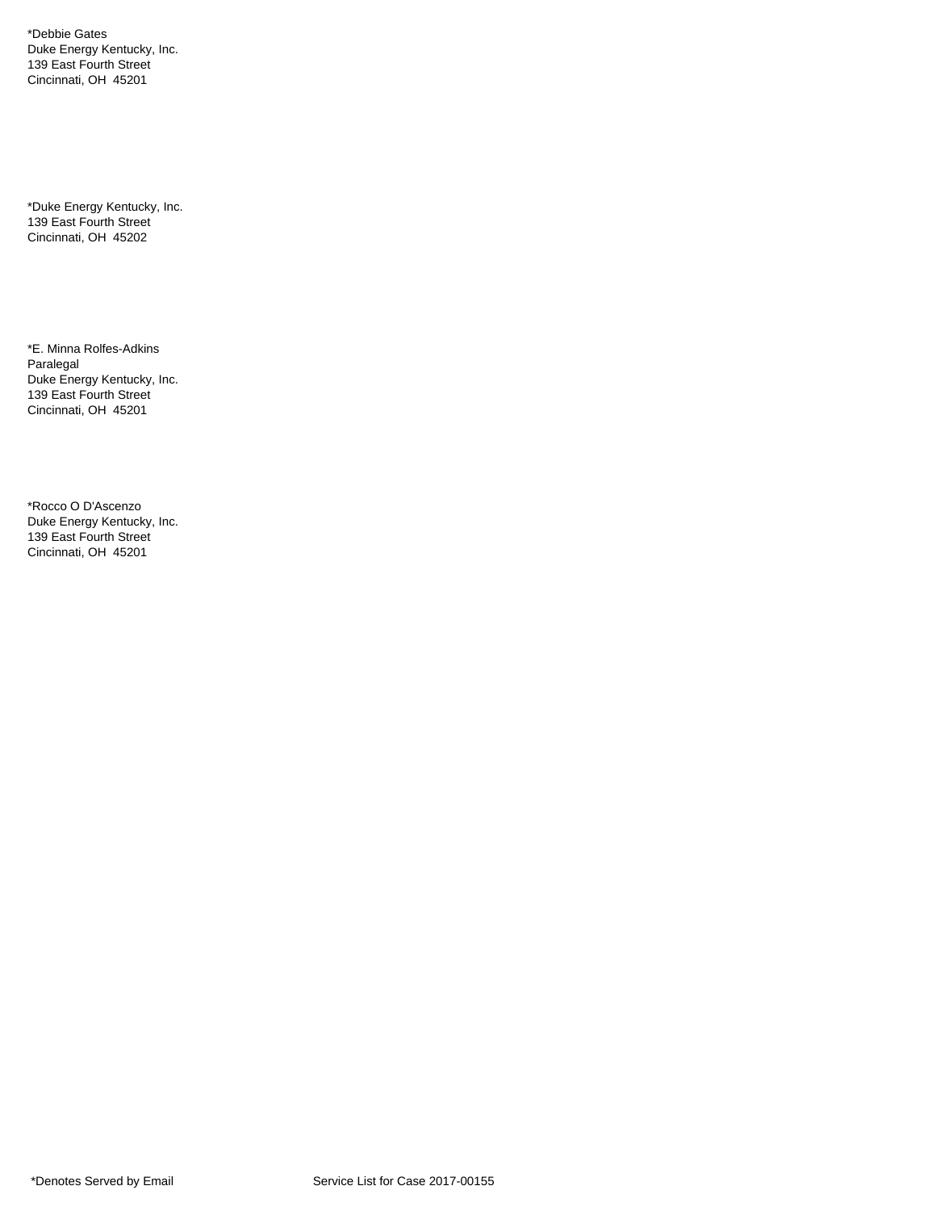*Debbie Gates
Duke Energy Kentucky, Inc.
139 East Fourth Street
Cincinnati, OH  45201

*Duke Energy Kentucky, Inc.
139 East Fourth Street
Cincinnati, OH  45202

*E. Minna Rolfes-Adkins
Paralegal
Duke Energy Kentucky, Inc.
139 East Fourth Street
Cincinnati, OH  45201

*Rocco O D'Ascenzo
Duke Energy Kentucky, Inc.
139 East Fourth Street
Cincinnati, OH  45201

*Denotes Served by Email

Service List for Case 2017-00155